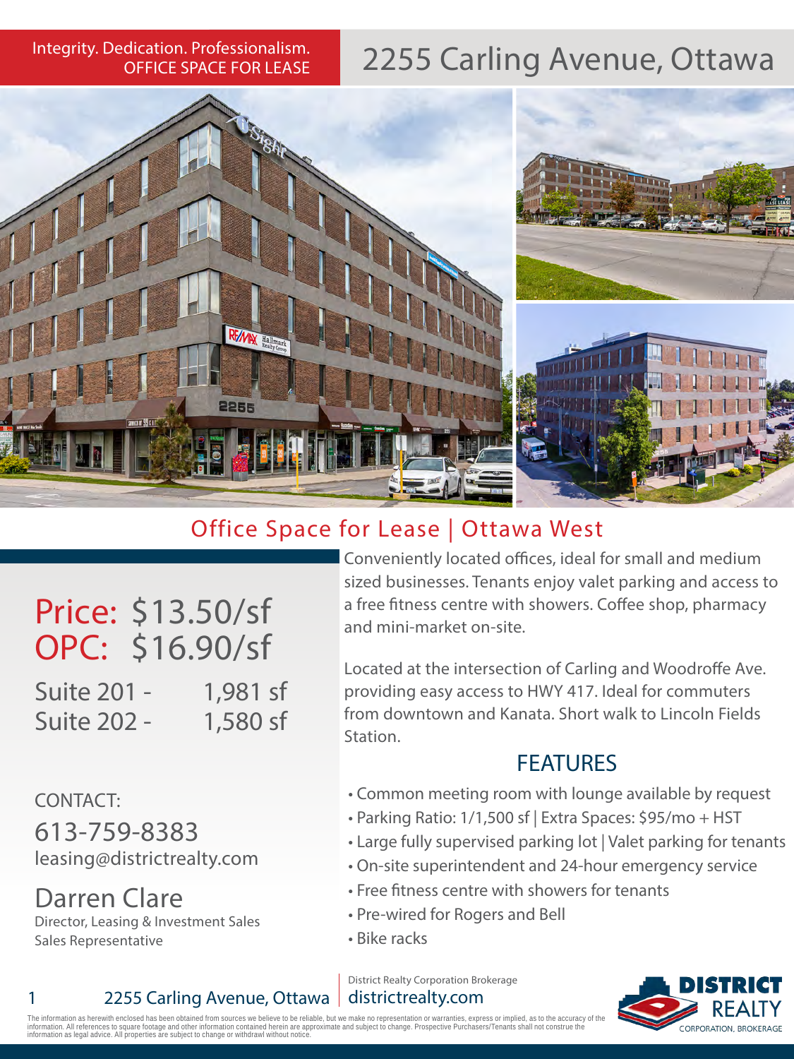Integrity. Dedication. Professionalism.
OFFICE SPACE FOR LEASE

# 2255 Carling Avenue, Ottawa

## Office Space for Lease | Ottawa West

**Price:** $13.50/sf
**OPC:** $16.90/sf

Suite 201 - 1,981 sf
Suite 202 - 1,580 sf

CONTACT:
613-759-8383
leasing@districtrealty.com

Darren Clare
Director, Leasing & Investment Sales
Sales Representative

Conveniently located offices, ideal for small and medium sized businesses. Tenants enjoy valet parking and access to a free fitness centre with showers. Coffee shop, pharmacy and mini-market on-site.

Located at the intersection of Carling and Woodroffe Ave. providing easy access to HWY 417. Ideal for commuters from downtown and Kanata. Short walk to Lincoln Fields Station.

## FEATURES

- Common meeting room with lounge available by request
- Parking Ratio: 1/1,500 sf | Extra Spaces: $95/mo + HST
- Large fully supervised parking lot | Valet parking for tenants
- On-site superintendent and 24-hour emergency service
- Free fitness centre with showers for tenants
- Pre-wired for Rogers and Bell
- Bike racks

District Realty Corporation Brokerage
districtrealty.com

DISTRICT REALTY CORPORATION, BROKERAGE

The information as herewith enclosed has been obtained from sources we believe to be reliable, but we make no representation or warranties, express or implied, as to the accuracy of the information. All references to square footage and other information contained herein are approximate and subject to change. Prospective Purchasers/Tenants shall not construe the information as legal advice. All properties are subject to change or withdrawl without notice.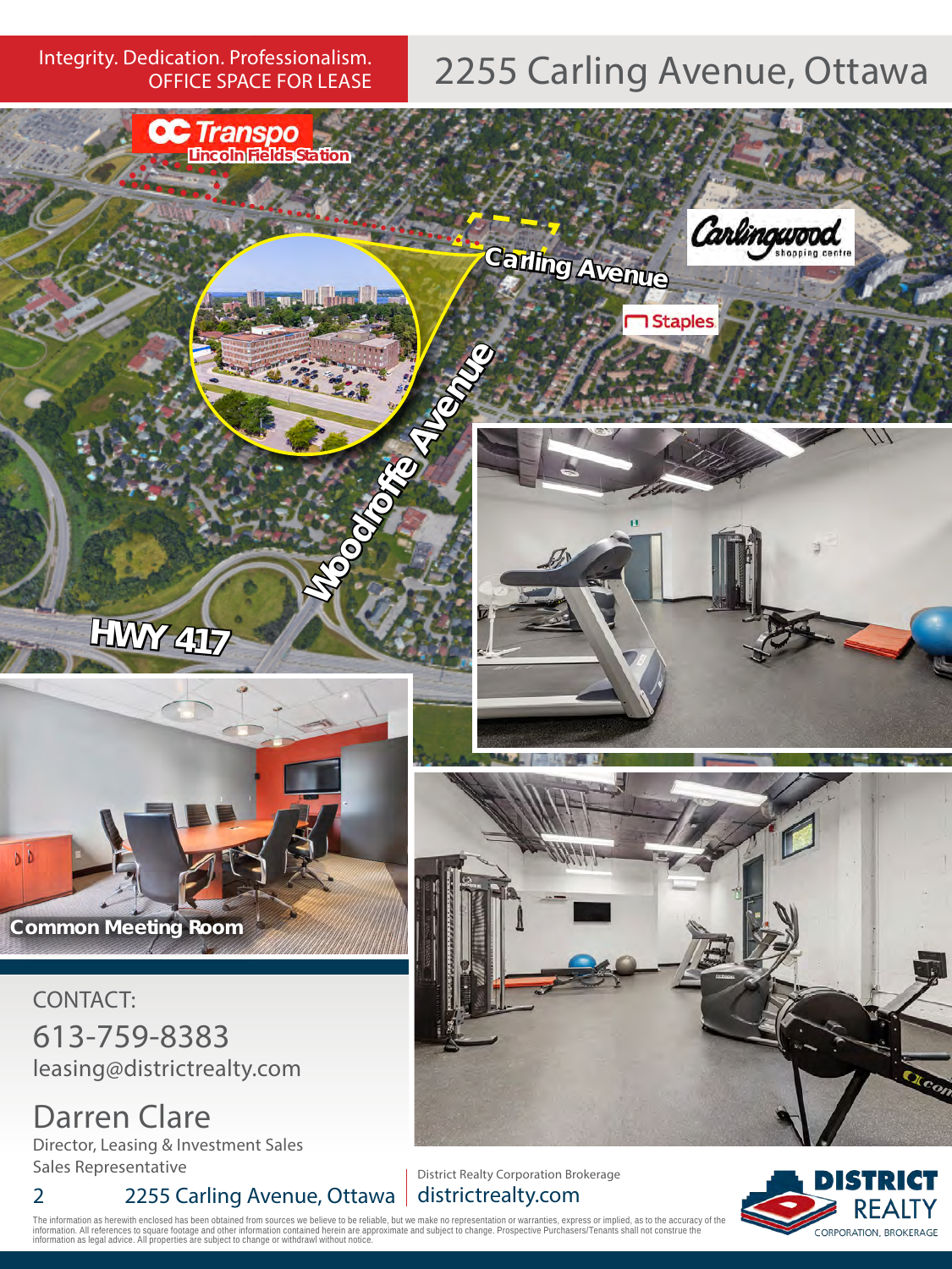Integrity. Dedication. Professionalism.
OFFICE SPACE FOR LEASE

# 2255 Carling Avenue, Ottawa

OC Transpo Lincoln Fields Station

Carling Avenue

Carlingwood shopping centre

Staples

Woodroffe Avenue

HWY 417

Common Meeting Room

CONTACT:
613-759-8383
leasing@districtrealty.com

## Darren Clare

Director, Leasing & Investment Sales
Sales Representative

District Realty Corporation Brokerage
districtrealty.com

DISTRICT REALTY CORPORATION, BROKERAGE

The information as herewith enclosed has been obtained from sources we believe to be reliable, but we make no representation or warranties, express or implied, as to the accuracy of the information. All references to square footage and other information contained herein are approximate and subject to change. Prospective Purchasers/Tenants shall not construe the information as legal advice. All properties are subject to change or withdrawl without notice.